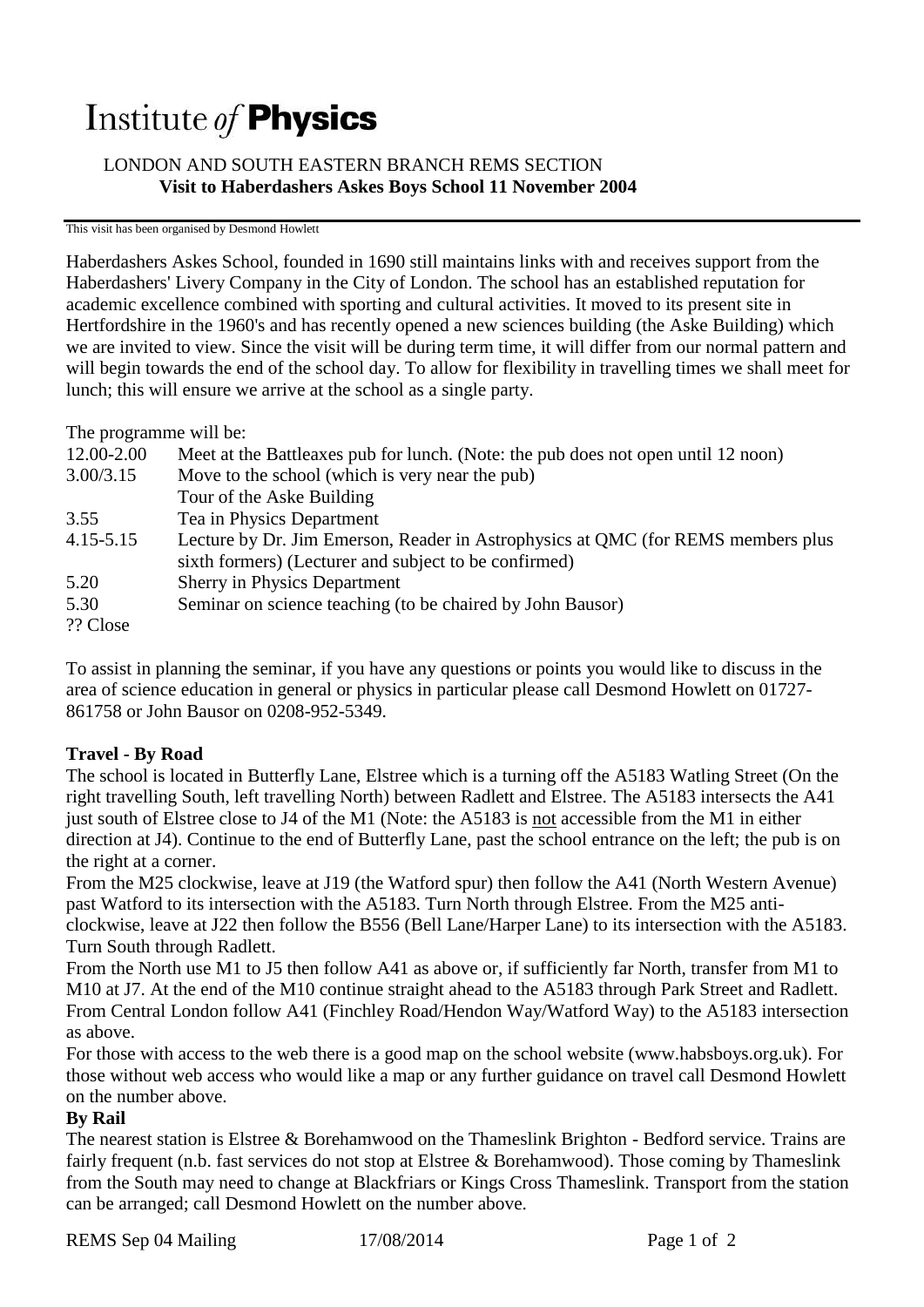# Institute *of* **Physics**

LONDON AND SOUTH EASTERN BRANCH REMS SECTION
**Visit to Haberdashers Askes Boys School 11 November 2004**

This visit has been organised by Desmond Howlett

Haberdashers Askes School, founded in 1690 still maintains links with and receives support from the Haberdashers' Livery Company in the City of London. The school has an established reputation for academic excellence combined with sporting and cultural activities. It moved to its present site in Hertfordshire in the 1960's and has recently opened a new sciences building (the Aske Building) which we are invited to view. Since the visit will be during term time, it will differ from our normal pattern and will begin towards the end of the school day. To allow for flexibility in travelling times we shall meet for lunch; this will ensure we arrive at the school as a single party.

The programme will be:

| | |
|---|---|
| 12.00-2.00 | Meet at the Battleaxes pub for lunch. (Note: the pub does not open until 12 noon) |
| 3.00/3.15 | Move to the school (which is very near the pub) |
| | Tour of the Aske Building |
| 3.55 | Tea in Physics Department |
| 4.15-5.15 | Lecture by Dr. Jim Emerson, Reader in Astrophysics at QMC (for REMS members plus sixth formers) (Lecturer and subject to be confirmed) |
| 5.20 | Sherry in Physics Department |
| 5.30 | Seminar on science teaching (to be chaired by John Bausor) |
| ?? Close | |

To assist in planning the seminar, if you have any questions or points you would like to discuss in the area of science education in general or physics in particular please call Desmond Howlett on 01727-861758 or John Bausor on 0208-952-5349.

**Travel - By Road**

The school is located in Butterfly Lane, Elstree which is a turning off the A5183 Watling Street (On the right travelling South, left travelling North) between Radlett and Elstree. The A5183 intersects the A41 just south of Elstree close to J4 of the M1 (Note: the A5183 is <u>not</u> accessible from the M1 in either direction at J4). Continue to the end of Butterfly Lane, past the school entrance on the left; the pub is on the right at a corner.

From the M25 clockwise, leave at J19 (the Watford spur) then follow the A41 (North Western Avenue) past Watford to its intersection with the A5183. Turn North through Elstree. From the M25 anti-clockwise, leave at J22 then follow the B556 (Bell Lane/Harper Lane) to its intersection with the A5183. Turn South through Radlett.

From the North use M1 to J5 then follow A41 as above or, if sufficiently far North, transfer from M1 to M10 at J7. At the end of the M10 continue straight ahead to the A5183 through Park Street and Radlett.

From Central London follow A41 (Finchley Road/Hendon Way/Watford Way) to the A5183 intersection as above.

For those with access to the web there is a good map on the school website (www.habsboys.org.uk). For those without web access who would like a map or any further guidance on travel call Desmond Howlett on the number above.

**By Rail**

The nearest station is Elstree & Borehamwood on the Thameslink Brighton - Bedford service. Trains are fairly frequent (n.b. fast services do not stop at Elstree & Borehamwood). Those coming by Thameslink from the South may need to change at Blackfriars or Kings Cross Thameslink. Transport from the station can be arranged; call Desmond Howlett on the number above.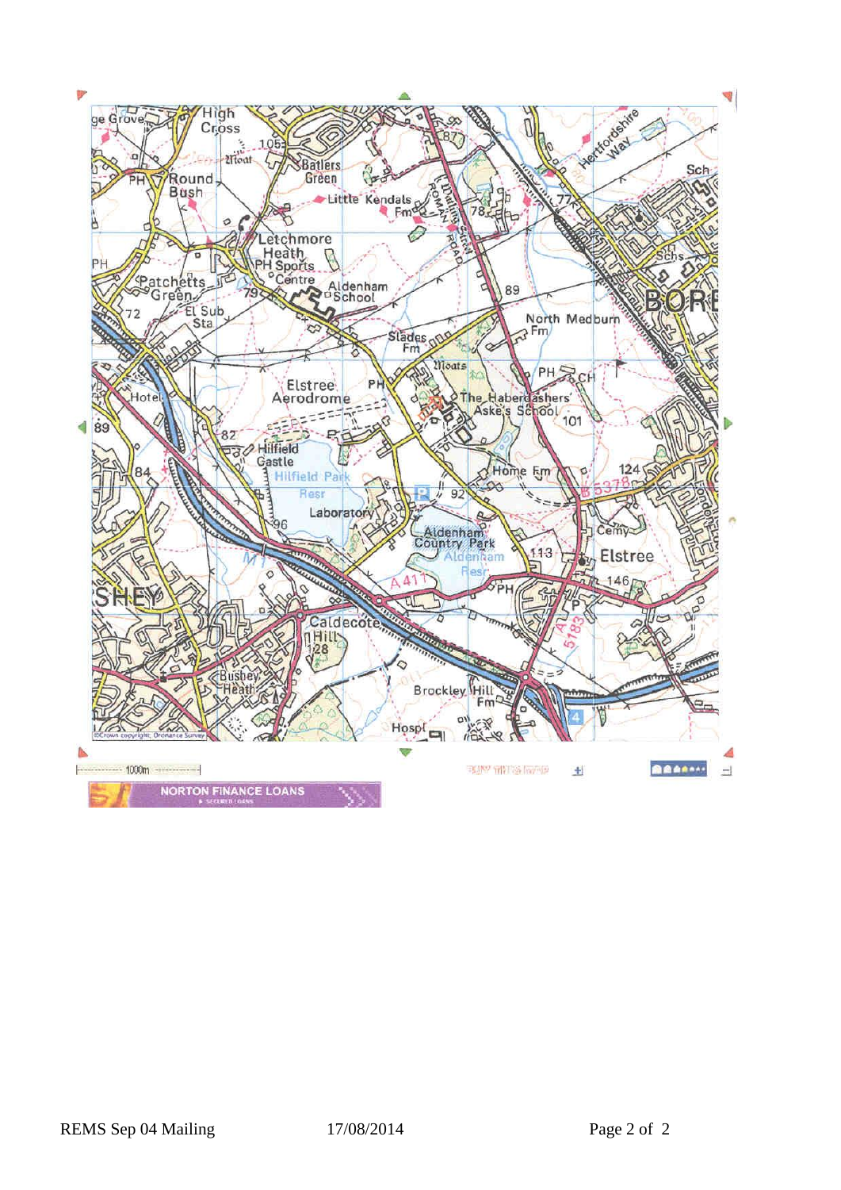High Cross
Batlers Green
Round Bush
Little Kendals Fm
WATLING STREET ROMAN ROAD
Hertfordshire Way
Sch
Letchmore Heath
PH Sports Centre
Aldenham School
Patchetts Green
El Sub Sta
Schs
BORE
North Medburn Fm
Slades Fm
Moats
Elstree Aerodrome
The Haberdashers' Aske's School
Hotel
Hilfield Castle
Hilfield Park Resr
Laboratory
Home Fm
B5378
Aldenham Country Park
Aldenham Resr
Cemy
Elstree
A411
A5183
SHEY
Caldecote Hill
Bushey Heath
Brockley Hill Fm
Hospl
M1

©Crown copyright, Ordnance Survey

1000m

BUY THIS MAP

NORTON FINANCE LOANS
SECURED LOANS

REMS Sep 04 Mailing 17/08/2014